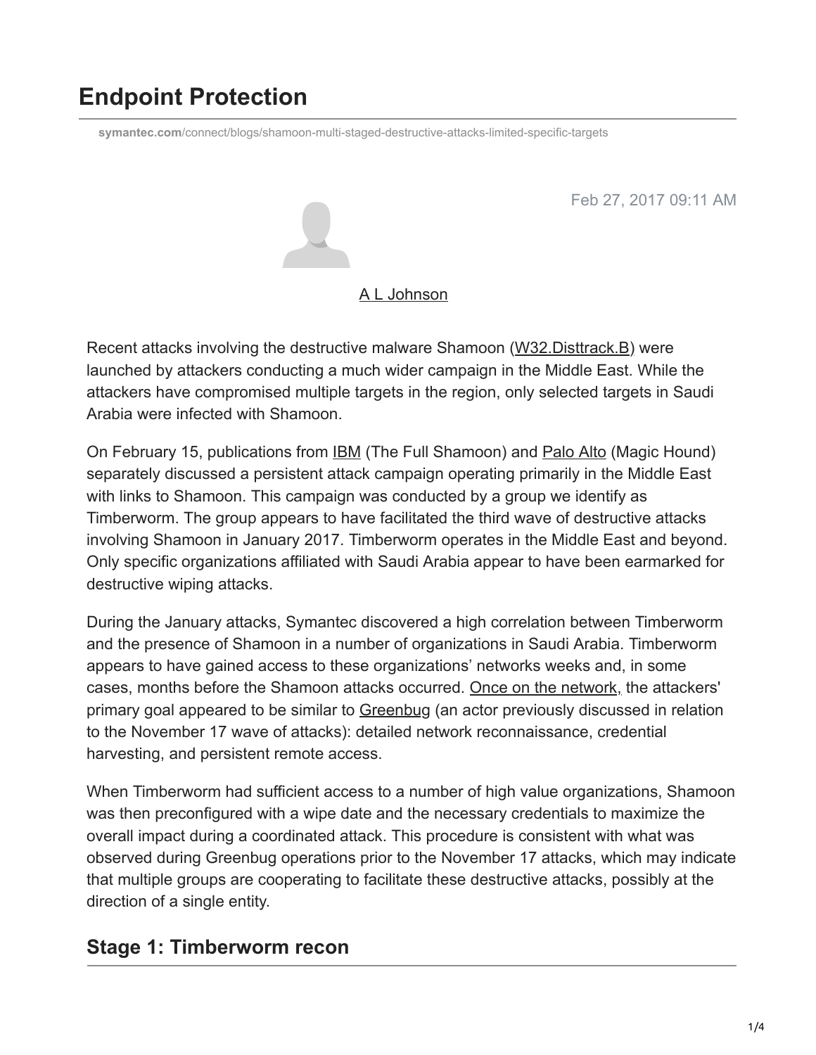# Endpoint Protection

symantec.com/connect/blogs/shamoon-multi-staged-destructive-attacks-limited-specific-targets

Feb 27, 2017 09:11 AM

A L Johnson

Recent attacks involving the destructive malware Shamoon (W32.Disttrack.B) were launched by attackers conducting a much wider campaign in the Middle East. While the attackers have compromised multiple targets in the region, only selected targets in Saudi Arabia were infected with Shamoon.

On February 15, publications from IBM (The Full Shamoon) and Palo Alto (Magic Hound) separately discussed a persistent attack campaign operating primarily in the Middle East with links to Shamoon. This campaign was conducted by a group we identify as Timberworm. The group appears to have facilitated the third wave of destructive attacks involving Shamoon in January 2017. Timberworm operates in the Middle East and beyond. Only specific organizations affiliated with Saudi Arabia appear to have been earmarked for destructive wiping attacks.

During the January attacks, Symantec discovered a high correlation between Timberworm and the presence of Shamoon in a number of organizations in Saudi Arabia. Timberworm appears to have gained access to these organizations' networks weeks and, in some cases, months before the Shamoon attacks occurred. Once on the network, the attackers' primary goal appeared to be similar to Greenbug (an actor previously discussed in relation to the November 17 wave of attacks): detailed network reconnaissance, credential harvesting, and persistent remote access.

When Timberworm had sufficient access to a number of high value organizations, Shamoon was then preconfigured with a wipe date and the necessary credentials to maximize the overall impact during a coordinated attack. This procedure is consistent with what was observed during Greenbug operations prior to the November 17 attacks, which may indicate that multiple groups are cooperating to facilitate these destructive attacks, possibly at the direction of a single entity.

## Stage 1: Timberworm recon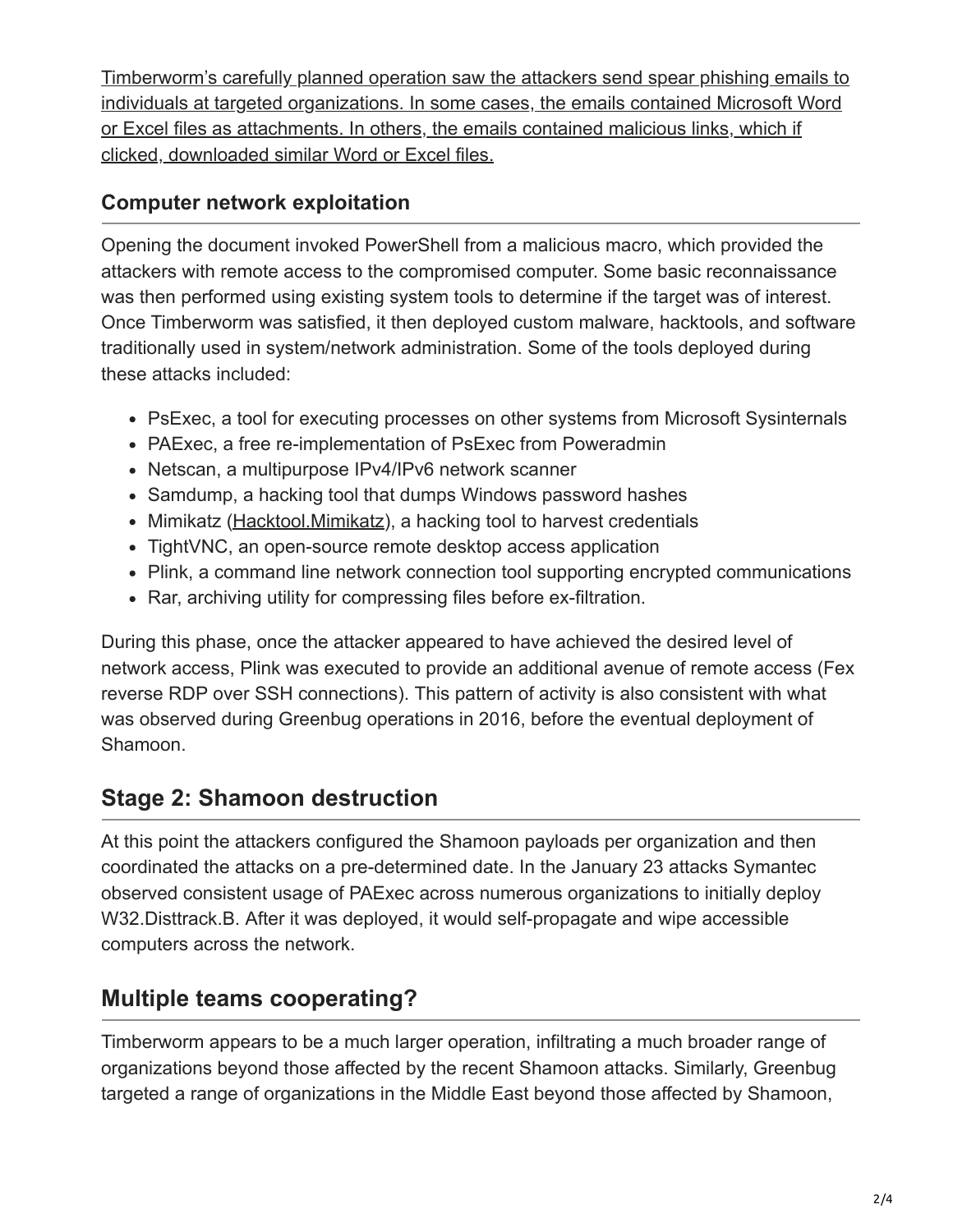Timberworm's carefully planned operation saw the attackers send spear phishing emails to individuals at targeted organizations. In some cases, the emails contained Microsoft Word or Excel files as attachments. In others, the emails contained malicious links, which if clicked, downloaded similar Word or Excel files.

### Computer network exploitation

Opening the document invoked PowerShell from a malicious macro, which provided the attackers with remote access to the compromised computer. Some basic reconnaissance was then performed using existing system tools to determine if the target was of interest. Once Timberworm was satisfied, it then deployed custom malware, hacktools, and software traditionally used in system/network administration. Some of the tools deployed during these attacks included:

- PsExec, a tool for executing processes on other systems from Microsoft Sysinternals
- PAExec, a free re-implementation of PsExec from Poweradmin
- Netscan, a multipurpose IPv4/IPv6 network scanner
- Samdump, a hacking tool that dumps Windows password hashes
- Mimikatz (Hacktool.Mimikatz), a hacking tool to harvest credentials
- TightVNC, an open-source remote desktop access application
- Plink, a command line network connection tool supporting encrypted communications
- Rar, archiving utility for compressing files before ex-filtration.

During this phase, once the attacker appeared to have achieved the desired level of network access, Plink was executed to provide an additional avenue of remote access (Fex reverse RDP over SSH connections). This pattern of activity is also consistent with what was observed during Greenbug operations in 2016, before the eventual deployment of Shamoon.

## Stage 2: Shamoon destruction

At this point the attackers configured the Shamoon payloads per organization and then coordinated the attacks on a pre-determined date. In the January 23 attacks Symantec observed consistent usage of PAExec across numerous organizations to initially deploy W32.Disttrack.B. After it was deployed, it would self-propagate and wipe accessible computers across the network.

## Multiple teams cooperating?

Timberworm appears to be a much larger operation, infiltrating a much broader range of organizations beyond those affected by the recent Shamoon attacks. Similarly, Greenbug targeted a range of organizations in the Middle East beyond those affected by Shamoon,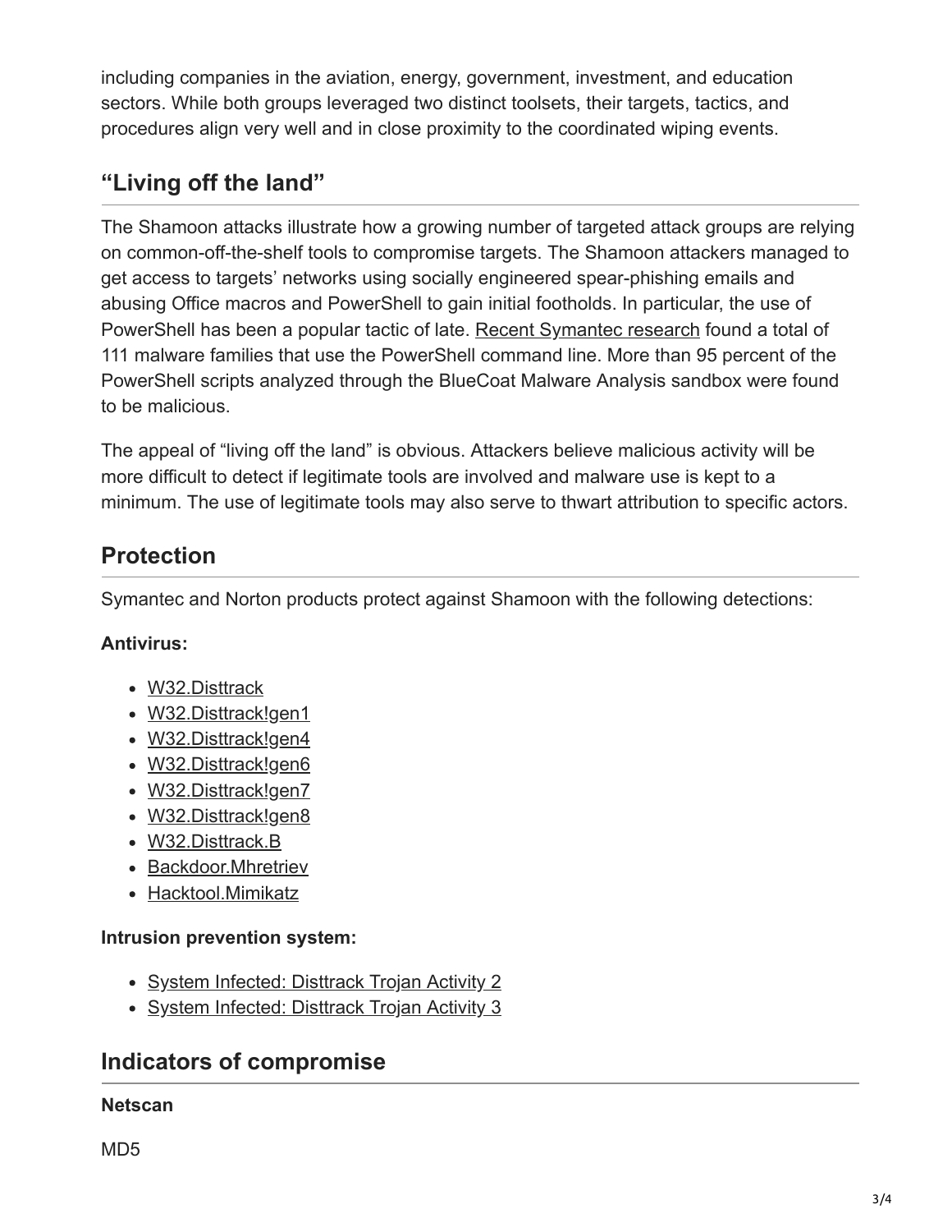including companies in the aviation, energy, government, investment, and education sectors. While both groups leveraged two distinct toolsets, their targets, tactics, and procedures align very well and in close proximity to the coordinated wiping events.

## "Living off the land"

The Shamoon attacks illustrate how a growing number of targeted attack groups are relying on common-off-the-shelf tools to compromise targets. The Shamoon attackers managed to get access to targets' networks using socially engineered spear-phishing emails and abusing Office macros and PowerShell to gain initial footholds. In particular, the use of PowerShell has been a popular tactic of late. Recent Symantec research found a total of 111 malware families that use the PowerShell command line. More than 95 percent of the PowerShell scripts analyzed through the BlueCoat Malware Analysis sandbox were found to be malicious.

The appeal of "living off the land" is obvious. Attackers believe malicious activity will be more difficult to detect if legitimate tools are involved and malware use is kept to a minimum. The use of legitimate tools may also serve to thwart attribution to specific actors.

## Protection

Symantec and Norton products protect against Shamoon with the following detections:

**Antivirus:**

- W32.Disttrack
- W32.Disttrack!gen1
- W32.Disttrack!gen4
- W32.Disttrack!gen6
- W32.Disttrack!gen7
- W32.Disttrack!gen8
- W32.Disttrack.B
- Backdoor.Mhretriev
- Hacktool.Mimikatz

**Intrusion prevention system:**

- System Infected: Disttrack Trojan Activity 2
- System Infected: Disttrack Trojan Activity 3

## Indicators of compromise

**Netscan**

MD5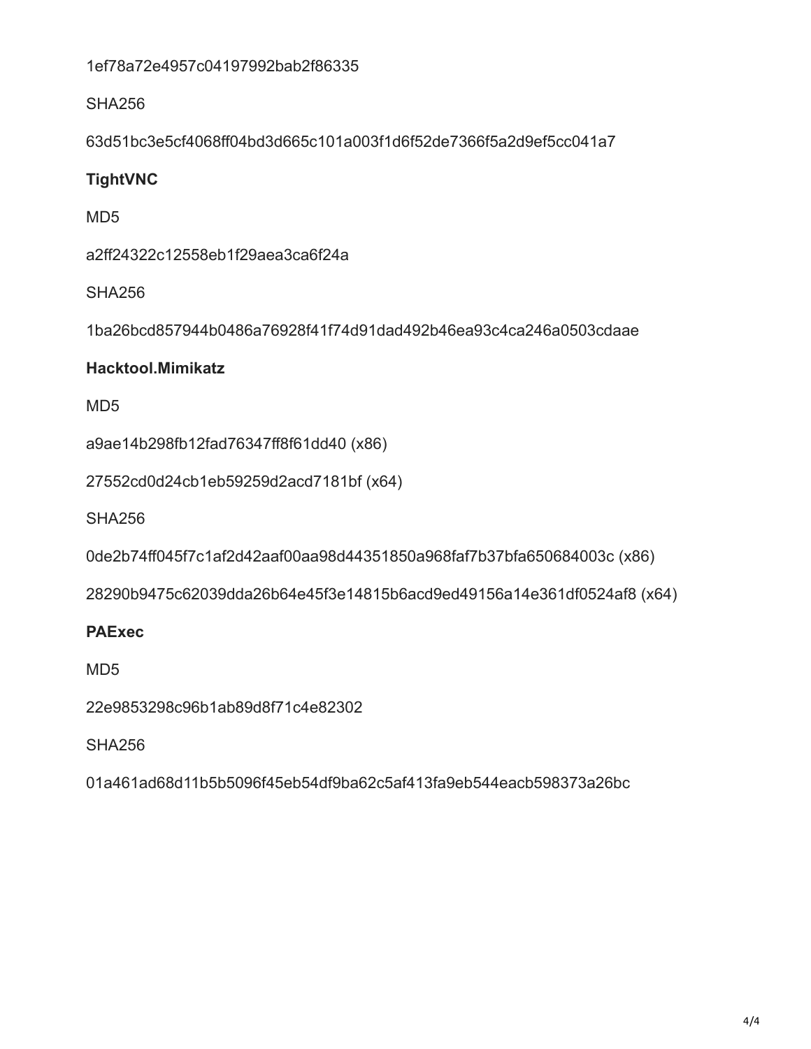1ef78a72e4957c04197992bab2f86335

SHA256

63d51bc3e5cf4068ff04bd3d665c101a003f1d6f52de7366f5a2d9ef5cc041a7

**TightVNC**

MD5

a2ff24322c12558eb1f29aea3ca6f24a

SHA256

1ba26bcd857944b0486a76928f41f74d91dad492b46ea93c4ca246a0503cdaae

**Hacktool.Mimikatz**

MD5

a9ae14b298fb12fad76347ff8f61dd40 (x86)

27552cd0d24cb1eb59259d2acd7181bf (x64)

SHA256

0de2b74ff045f7c1af2d42aaf00aa98d44351850a968faf7b37bfa650684003c (x86)

28290b9475c62039dda26b64e45f3e14815b6acd9ed49156a14e361df0524af8 (x64)

**PAExec**

MD5

22e9853298c96b1ab89d8f71c4e82302

SHA256

01a461ad68d11b5b5096f45eb54df9ba62c5af413fa9eb544eacb598373a26bc